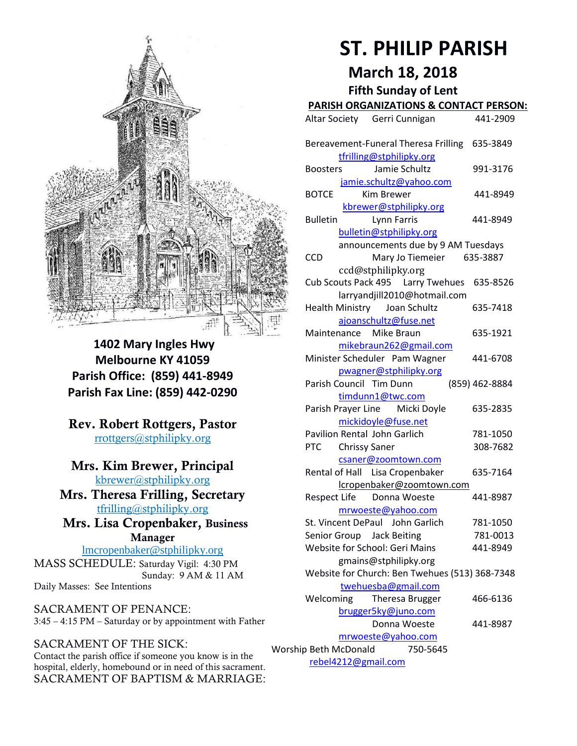# ST. PHILIP PARISH

## March 18, 2018

### Fifth Sunday of Lent

**1402 Mary Ingles Hwy**
**Melbourne KY 41059**
**Parish Office: (859) 441-8949**
**Parish Fax Line: (859) 442-0290**

**Rev. Robert Rottgers, Pastor**
rrottgers@stphilipky.org

**Mrs. Kim Brewer, Principal**
kbrewer@stphilipky.org

**Mrs. Theresa Frilling, Secretary**
tfrilling@stphilipky.org

**Mrs. Lisa Cropenbaker, Business Manager**
lmcropenbaker@stphilipky.org

MASS SCHEDULE: Saturday Vigil: 4:30 PM
Sunday: 9 AM & 11 AM
Daily Masses: See Intentions

SACRAMENT OF PENANCE:
3:45 – 4:15 PM – Saturday or by appointment with Father

SACRAMENT OF THE SICK:
Contact the parish office if someone you know is in the hospital, elderly, homebound or in need of this sacrament.

SACRAMENT OF BAPTISM & MARRIAGE:

**PARISH ORGANIZATIONS & CONTACT PERSON:**

| Organization | Contact | Phone |
|---|---|---|
| Altar Society | Gerri Cunnigan | 441-2909 |
| Bereavement-Funeral | Theresa Frilling<br>tfrilling@stphilipky.org | 635-3849 |
| Boosters | Jamie Schultz<br>jamie.schultz@yahoo.com | 991-3176 |
| BOTCE | Kim Brewer<br>kbrewer@stphilipky.org | 441-8949 |
| Bulletin | Lynn Farris<br>bulletin@stphilipky.org<br>announcements due by 9 AM Tuesdays | 441-8949 |
| CCD | Mary Jo Tiemeier<br>ccd@stphilipky.org | 635-3887 |
| Cub Scouts Pack 495 | Larry Twehues<br>larryandjill2010@hotmail.com | 635-8526 |
| Health Ministry | Joan Schultz<br>ajoanschultz@fuse.net | 635-7418 |
| Maintenance | Mike Braun<br>mikebraun262@gmail.com | 635-1921 |
| Minister Scheduler | Pam Wagner<br>pwagner@stphilipky.org | 441-6708 |
| Parish Council | Tim Dunn<br>timdunn1@twc.com | (859) 462-8884 |
| Parish Prayer Line | Micki Doyle<br>mickidoyle@fuse.net | 635-2835 |
| Pavilion Rental | John Garlich | 781-1050 |
| PTC | Chrissy Saner<br>csaner@zoomtown.com | 308-7682 |
| Rental of Hall | Lisa Cropenbaker<br>lcropenbaker@zoomtown.com | 635-7164 |
| Respect Life | Donna Woeste<br>mrwoeste@yahoo.com | 441-8987 |
| St. Vincent DePaul | John Garlich | 781-1050 |
| Senior Group | Jack Beiting | 781-0013 |
| Website for School: | Geri Mains<br>gmains@stphilipky.org | 441-8949 |
| Website for Church: | Ben Twehues<br>twehuesba@gmail.com | (513) 368-7348 |
| Welcoming | Theresa Brugger<br>brugger5ky@juno.com | 466-6136 |
| | Donna Woeste<br>mrwoeste@yahoo.com | 441-8987 |
| Worship | Beth McDonald<br>rebel4212@gmail.com | 750-5645 |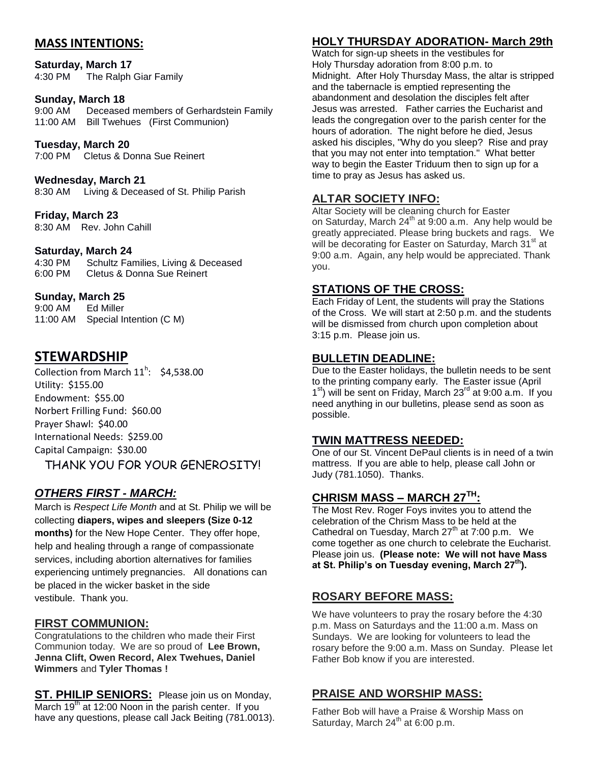## MASS INTENTIONS:

**Saturday, March 17**
4:30 PM The Ralph Giar Family

**Sunday, March 18**
9:00 AM Deceased members of Gerhardstein Family
11:00 AM Bill Twehues (First Communion)

**Tuesday, March 20**
7:00 PM Cletus & Donna Sue Reinert

**Wednesday, March 21**
8:30 AM Living & Deceased of St. Philip Parish

**Friday, March 23**
8:30 AM Rev. John Cahill

**Saturday, March 24**
4:30 PM Schultz Families, Living & Deceased
6:00 PM Cletus & Donna Sue Reinert

**Sunday, March 25**
9:00 AM Ed Miller
11:00 AM Special Intention (C M)

# STEWARDSHIP

Collection from March 11h: $4,538.00
Utility: $155.00
Endowment: $55.00
Norbert Frilling Fund: $60.00
Prayer Shawl: $40.00
International Needs: $259.00
Capital Campaign: $30.00

THANK YOU FOR YOUR GENEROSITY!

## *OTHERS FIRST - MARCH:*

March is *Respect Life Month* and at St. Philip we will be collecting **diapers, wipes and sleepers (Size 0-12 months)** for the New Hope Center. They offer hope, help and healing through a range of compassionate services, including abortion alternatives for families experiencing untimely pregnancies. All donations can be placed in the wicker basket in the side vestibule. Thank you.

## FIRST COMMUNION:

Congratulations to the children who made their First Communion today. We are so proud of **Lee Brown, Jenna Clift, Owen Record, Alex Twehues, Daniel Wimmers** and **Tyler Thomas !**

**ST. PHILIP SENIORS:** Please join us on Monday, March 19th at 12:00 Noon in the parish center. If you have any questions, please call Jack Beiting (781.0013).

## HOLY THURSDAY ADORATION- March 29th

Watch for sign-up sheets in the vestibules for Holy Thursday adoration from 8:00 p.m. to Midnight. After Holy Thursday Mass, the altar is stripped and the tabernacle is emptied representing the abandonment and desolation the disciples felt after Jesus was arrested. Father carries the Eucharist and leads the congregation over to the parish center for the hours of adoration. The night before he died, Jesus asked his disciples, "Why do you sleep? Rise and pray that you may not enter into temptation." What better way to begin the Easter Triduum then to sign up for a time to pray as Jesus has asked us.

## ALTAR SOCIETY INFO:

Altar Society will be cleaning church for Easter on Saturday, March 24th at 9:00 a.m. Any help would be greatly appreciated. Please bring buckets and rags. We will be decorating for Easter on Saturday, March 31st at 9:00 a.m. Again, any help would be appreciated. Thank you.

## STATIONS OF THE CROSS:

Each Friday of Lent, the students will pray the Stations of the Cross. We will start at 2:50 p.m. and the students will be dismissed from church upon completion about 3:15 p.m. Please join us.

## BULLETIN DEADLINE:

Due to the Easter holidays, the bulletin needs to be sent to the printing company early. The Easter issue (April 1st) will be sent on Friday, March 23rd at 9:00 a.m. If you need anything in our bulletins, please send as soon as possible.

## TWIN MATTRESS NEEDED:

One of our St. Vincent DePaul clients is in need of a twin mattress. If you are able to help, please call John or Judy (781.1050). Thanks.

## CHRISM MASS – MARCH 27TH:

The Most Rev. Roger Foys invites you to attend the celebration of the Chrism Mass to be held at the Cathedral on Tuesday, March 27th at 7:00 p.m. We come together as one church to celebrate the Eucharist. Please join us. **(Please note: We will not have Mass at St. Philip's on Tuesday evening, March 27th).**

## ROSARY BEFORE MASS:

We have volunteers to pray the rosary before the 4:30 p.m. Mass on Saturdays and the 11:00 a.m. Mass on Sundays. We are looking for volunteers to lead the rosary before the 9:00 a.m. Mass on Sunday. Please let Father Bob know if you are interested.

## PRAISE AND WORSHIP MASS:

Father Bob will have a Praise & Worship Mass on Saturday, March 24th at 6:00 p.m.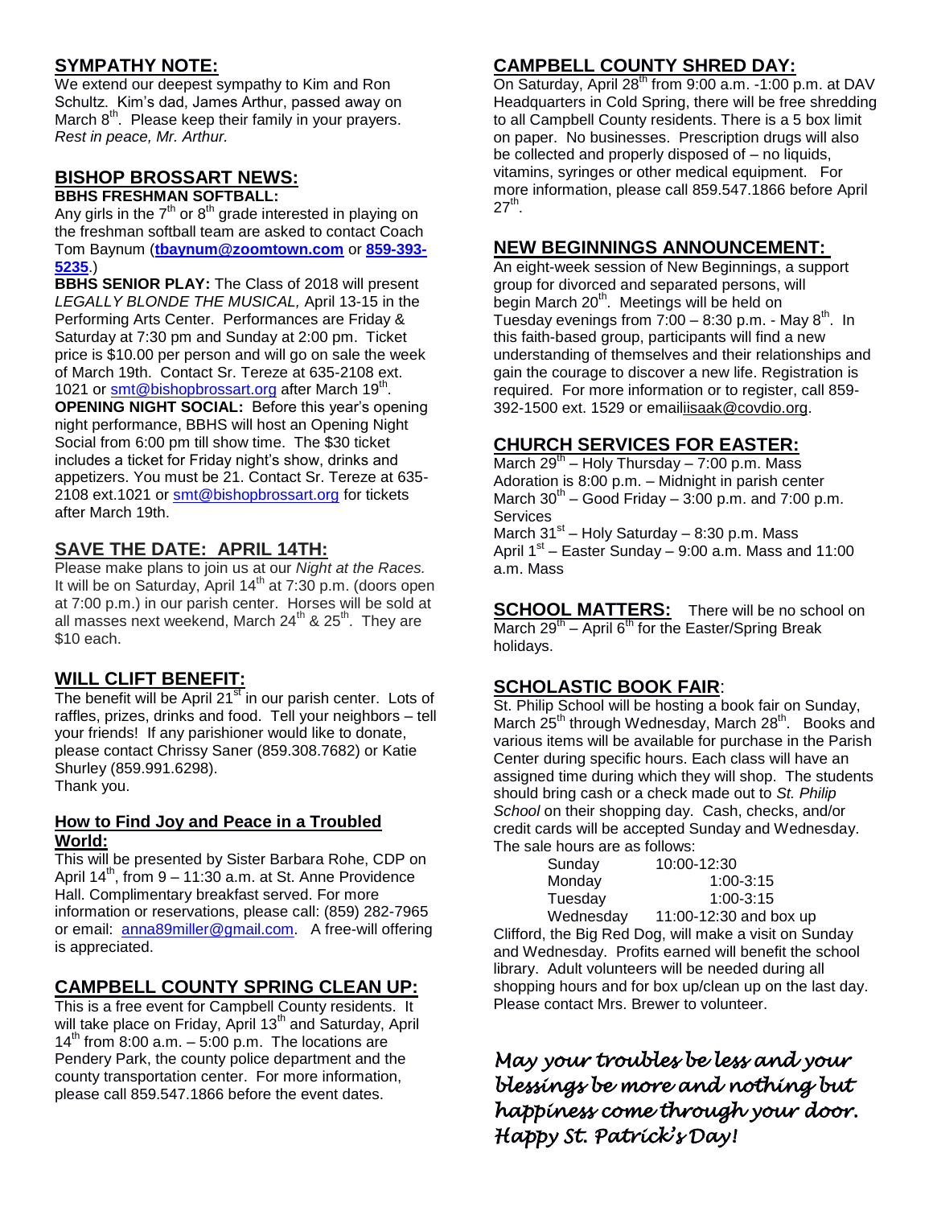## SYMPATHY NOTE:

We extend our deepest sympathy to Kim and Ron Schultz. Kim's dad, James Arthur, passed away on March 8th. Please keep their family in your prayers. *Rest in peace, Mr. Arthur.*

## BISHOP BROSSART NEWS:

**BBHS FRESHMAN SOFTBALL:**
Any girls in the 7th or 8th grade interested in playing on the freshman softball team are asked to contact Coach Tom Baynum (**tbaynum@zoomtown.com** or **859-393-5235**.)

**BBHS SENIOR PLAY:** The Class of 2018 will present *LEGALLY BLONDE THE MUSICAL,* April 13-15 in the Performing Arts Center. Performances are Friday & Saturday at 7:30 pm and Sunday at 2:00 pm. Ticket price is $10.00 per person and will go on sale the week of March 19th. Contact Sr. Tereze at 635-2108 ext. 1021 or smt@bishopbrossart.org after March 19th.

**OPENING NIGHT SOCIAL:** Before this year's opening night performance, BBHS will host an Opening Night Social from 6:00 pm till show time. The $30 ticket includes a ticket for Friday night's show, drinks and appetizers. You must be 21. Contact Sr. Tereze at 635-2108 ext.1021 or smt@bishopbrossart.org for tickets after March 19th.

## SAVE THE DATE: APRIL 14TH:

Please make plans to join us at our *Night at the Races.* It will be on Saturday, April 14th at 7:30 p.m. (doors open at 7:00 p.m.) in our parish center. Horses will be sold at all masses next weekend, March 24th & 25th. They are $10 each.

## WILL CLIFT BENEFIT:

The benefit will be April 21st in our parish center. Lots of raffles, prizes, drinks and food. Tell your neighbors – tell your friends! If any parishioner would like to donate, please contact Chrissy Saner (859.308.7682) or Katie Shurley (859.991.6298).
Thank you.

### How to Find Joy and Peace in a Troubled World:

This will be presented by Sister Barbara Rohe, CDP on April 14th, from 9 – 11:30 a.m. at St. Anne Providence Hall. Complimentary breakfast served. For more information or reservations, please call: (859) 282-7965 or email: anna89miller@gmail.com. A free-will offering is appreciated.

## CAMPBELL COUNTY SPRING CLEAN UP:

This is a free event for Campbell County residents. It will take place on Friday, April 13th and Saturday, April 14th from 8:00 a.m. – 5:00 p.m. The locations are Pendery Park, the county police department and the county transportation center. For more information, please call 859.547.1866 before the event dates.

## CAMPBELL COUNTY SHRED DAY:

On Saturday, April 28th from 9:00 a.m. -1:00 p.m. at DAV Headquarters in Cold Spring, there will be free shredding to all Campbell County residents. There is a 5 box limit on paper. No businesses. Prescription drugs will also be collected and properly disposed of – no liquids, vitamins, syringes or other medical equipment. For more information, please call 859.547.1866 before April 27th.

## NEW BEGINNINGS ANNOUNCEMENT:

An eight-week session of New Beginnings, a support group for divorced and separated persons, will begin March 20th. Meetings will be held on Tuesday evenings from 7:00 – 8:30 p.m. - May 8th. In this faith-based group, participants will find a new understanding of themselves and their relationships and gain the courage to discover a new life. Registration is required. For more information or to register, call 859-392-1500 ext. 1529 or emailiisaak@covdio.org.

## CHURCH SERVICES FOR EASTER:

March 29th – Holy Thursday – 7:00 p.m. Mass
Adoration is 8:00 p.m. – Midnight in parish center
March 30th – Good Friday – 3:00 p.m. and 7:00 p.m. Services
March 31st – Holy Saturday – 8:30 p.m. Mass
April 1st – Easter Sunday – 9:00 a.m. Mass and 11:00 a.m. Mass

## SCHOOL MATTERS:

There will be no school on March 29th – April 6th for the Easter/Spring Break holidays.

## SCHOLASTIC BOOK FAIR:

St. Philip School will be hosting a book fair on Sunday, March 25th through Wednesday, March 28th. Books and various items will be available for purchase in the Parish Center during specific hours. Each class will have an assigned time during which they will shop. The students should bring cash or a check made out to *St. Philip School* on their shopping day. Cash, checks, and/or credit cards will be accepted Sunday and Wednesday. The sale hours are as follows:

| | |
|---|---|
| Sunday | 10:00-12:30 |
| Monday | 1:00-3:15 |
| Tuesday | 1:00-3:15 |
| Wednesday | 11:00-12:30 and box up |

Clifford, the Big Red Dog, will make a visit on Sunday and Wednesday. Profits earned will benefit the school library. Adult volunteers will be needed during all shopping hours and for box up/clean up on the last day. Please contact Mrs. Brewer to volunteer.

*May your troubles be less and your blessings be more and nothing but happiness come through your door. Happy St. Patrick's Day!*